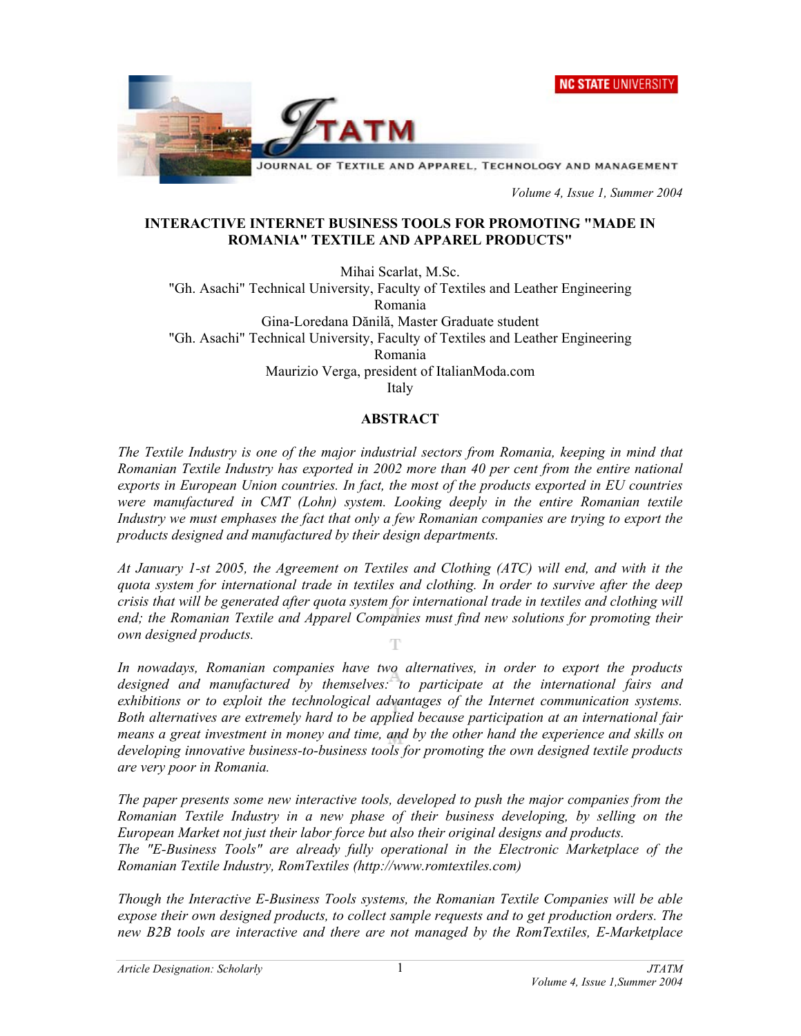# INTERACTIVE INTERNET BUSINESS TOOLS FOR PROMOTING "MADE IN ROMANIA" TEXTILE AND APPAREL PRODUCTS"

Mihai Scarlat, M.Sc.
"Gh. Asachi" Technical University, Faculty of Textiles and Leather Engineering
Romania
Gina-Loredana Dănilă, Master Graduate student
"Gh. Asachi" Technical University, Faculty of Textiles and Leather Engineering
Romania
Maurizio Verga, president of ItalianModa.com
Italy

## ABSTRACT

*The Textile Industry is one of the major industrial sectors from Romania, keeping in mind that Romanian Textile Industry has exported in 2002 more than 40 per cent from the entire national exports in European Union countries. In fact, the most of the products exported in EU countries were manufactured in CMT (Lohn) system. Looking deeply in the entire Romanian textile Industry we must emphases the fact that only a few Romanian companies are trying to export the products designed and manufactured by their design departments.*

*At January 1-st 2005, the Agreement on Textiles and Clothing (ATC) will end, and with it the quota system for international trade in textiles and clothing. In order to survive after the deep crisis that will be generated after quota system for international trade in textiles and clothing will end; the Romanian Textile and Apparel Companies must find new solutions for promoting their own designed products.*

*In nowadays, Romanian companies have two alternatives, in order to export the products designed and manufactured by themselves: to participate at the international fairs and exhibitions or to exploit the technological advantages of the Internet communication systems. Both alternatives are extremely hard to be applied because participation at an international fair means a great investment in money and time, and by the other hand the experience and skills on developing innovative business-to-business tools for promoting the own designed textile products are very poor in Romania.*

*The paper presents some new interactive tools, developed to push the major companies from the Romanian Textile Industry in a new phase of their business developing, by selling on the European Market not just their labor force but also their original designs and products.*
*The "E-Business Tools" are already fully operational in the Electronic Marketplace of the Romanian Textile Industry, RomTextiles (http://www.romtextiles.com)*

*Though the Interactive E-Business Tools systems, the Romanian Textile Companies will be able expose their own designed products, to collect sample requests and to get production orders. The new B2B tools are interactive and there are not managed by the RomTextiles, E-Marketplace*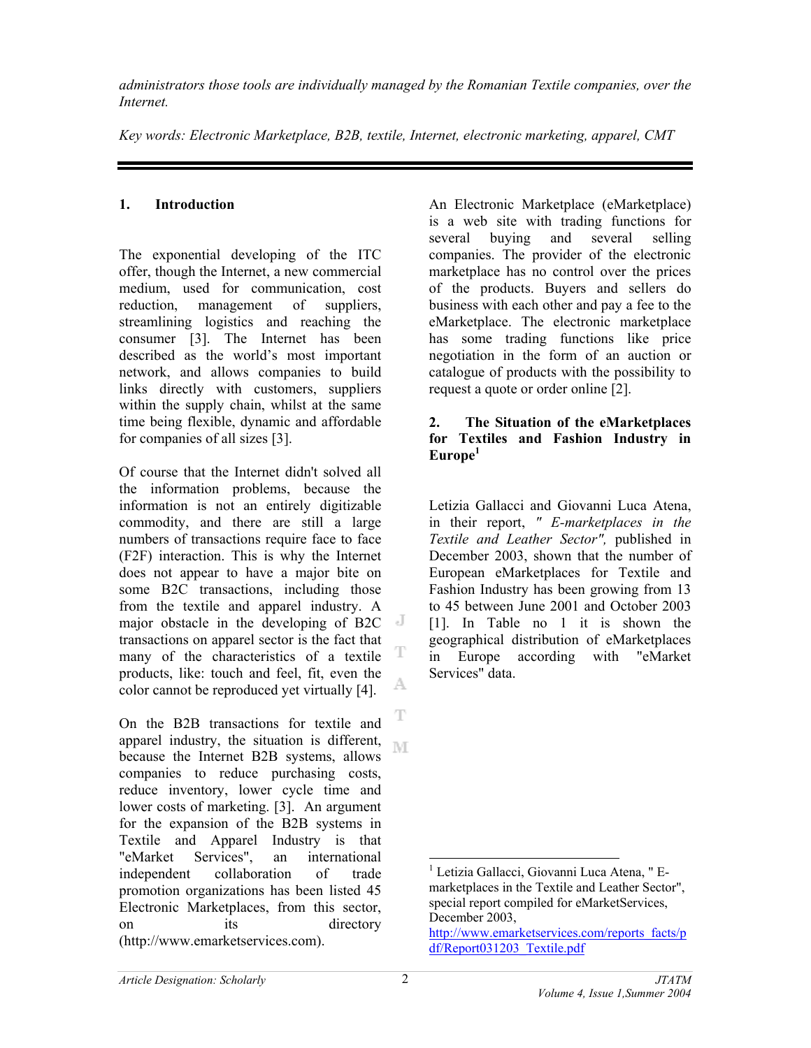*administrators those tools are individually managed by the Romanian Textile companies, over the Internet.*

*Key words: Electronic Marketplace, B2B, textile, Internet, electronic marketing, apparel, CMT*

## 1. Introduction

The exponential developing of the ITC offer, though the Internet, a new commercial medium, used for communication, cost reduction, management of suppliers, streamlining logistics and reaching the consumer [3]. The Internet has been described as the world's most important network, and allows companies to build links directly with customers, suppliers within the supply chain, whilst at the same time being flexible, dynamic and affordable for companies of all sizes [3].

Of course that the Internet didn't solved all the information problems, because the information is not an entirely digitizable commodity, and there are still a large numbers of transactions require face to face (F2F) interaction. This is why the Internet does not appear to have a major bite on some B2C transactions, including those from the textile and apparel industry. A major obstacle in the developing of B2C transactions on apparel sector is the fact that many of the characteristics of a textile products, like: touch and feel, fit, even the color cannot be reproduced yet virtually [4].

On the B2B transactions for textile and apparel industry, the situation is different, because the Internet B2B systems, allows companies to reduce purchasing costs, reduce inventory, lower cycle time and lower costs of marketing. [3]. An argument for the expansion of the B2B systems in Textile and Apparel Industry is that "eMarket Services", an international independent collaboration of trade promotion organizations has been listed 45 Electronic Marketplaces, from this sector, on its directory (http://www.emarketservices.com).

An Electronic Marketplace (eMarketplace) is a web site with trading functions for several buying and several selling companies. The provider of the electronic marketplace has no control over the prices of the products. Buyers and sellers do business with each other and pay a fee to the eMarketplace. The electronic marketplace has some trading functions like price negotiation in the form of an auction or catalogue of products with the possibility to request a quote or order online [2].

## 2. The Situation of the eMarketplaces for Textiles and Fashion Industry in Europe[1]

Letizia Gallacci and Giovanni Luca Atena, in their report, *" E-marketplaces in the Textile and Leather Sector"*, published in December 2003, shown that the number of European eMarketplaces for Textile and Fashion Industry has been growing from 13 to 45 between June 2001 and October 2003 [1]. In Table no 1 it is shown the geographical distribution of eMarketplaces in Europe according with "eMarket Services" data.

---

[1] Letizia Gallacci, Giovanni Luca Atena, " E-marketplaces in the Textile and Leather Sector", special report compiled for eMarketServices, December 2003, http://www.emarketservices.com/reports_facts/pdf/Report031203_Textile.pdf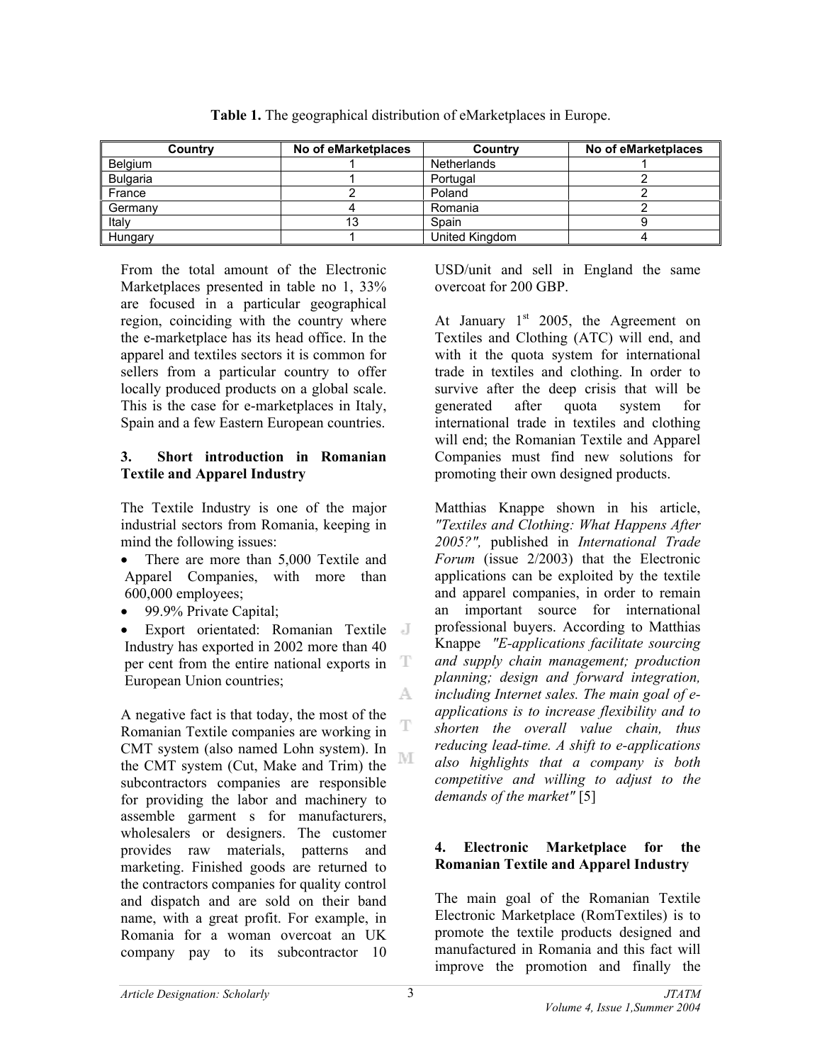**Table 1.** The geographical distribution of eMarketplaces in Europe.

| Country | No of eMarketplaces | Country | No of eMarketplaces |
|---|---|---|---|
| Belgium | 1 | Netherlands | 1 |
| Bulgaria | 1 | Portugal | 2 |
| France | 2 | Poland | 2 |
| Germany | 4 | Romania | 2 |
| Italy | 13 | Spain | 9 |
| Hungary | 1 | United Kingdom | 4 |

From the total amount of the Electronic Marketplaces presented in table no 1, 33% are focused in a particular geographical region, coinciding with the country where the e-marketplace has its head office. In the apparel and textiles sectors it is common for sellers from a particular country to offer locally produced products on a global scale. This is the case for e-marketplaces in Italy, Spain and a few Eastern European countries.

### 3. Short introduction in Romanian Textile and Apparel Industry

The Textile Industry is one of the major industrial sectors from Romania, keeping in mind the following issues:

- There are more than 5,000 Textile and Apparel Companies, with more than 600,000 employees;
- 99.9% Private Capital;
- Export orientated: Romanian Textile Industry has exported in 2002 more than 40 per cent from the entire national exports in European Union countries;

A negative fact is that today, the most of the Romanian Textile companies are working in CMT system (also named Lohn system). In the CMT system (Cut, Make and Trim) the subcontractors companies are responsible for providing the labor and machinery to assemble garment s for manufacturers, wholesalers or designers. The customer provides raw materials, patterns and marketing. Finished goods are returned to the contractors companies for quality control and dispatch and are sold on their band name, with a great profit. For example, in Romania for a woman overcoat an UK company pay to its subcontractor 10 USD/unit and sell in England the same overcoat for 200 GBP.

At January 1st 2005, the Agreement on Textiles and Clothing (ATC) will end, and with it the quota system for international trade in textiles and clothing. In order to survive after the deep crisis that will be generated after quota system for international trade in textiles and clothing will end; the Romanian Textile and Apparel Companies must find new solutions for promoting their own designed products.

Matthias Knappe shown in his article, *"Textiles and Clothing: What Happens After 2005?"*, published in *International Trade Forum* (issue 2/2003) that the Electronic applications can be exploited by the textile and apparel companies, in order to remain an important source for international professional buyers. According to Matthias Knappe *"E-applications facilitate sourcing and supply chain management; production planning; design and forward integration, including Internet sales. The main goal of e-applications is to increase flexibility and to shorten the overall value chain, thus reducing lead-time. A shift to e-applications also highlights that a company is both competitive and willing to adjust to the demands of the market"* [5]

### 4. Electronic Marketplace for the Romanian Textile and Apparel Industry

The main goal of the Romanian Textile Electronic Marketplace (RomTextiles) is to promote the textile products designed and manufactured in Romania and this fact will improve the promotion and finally the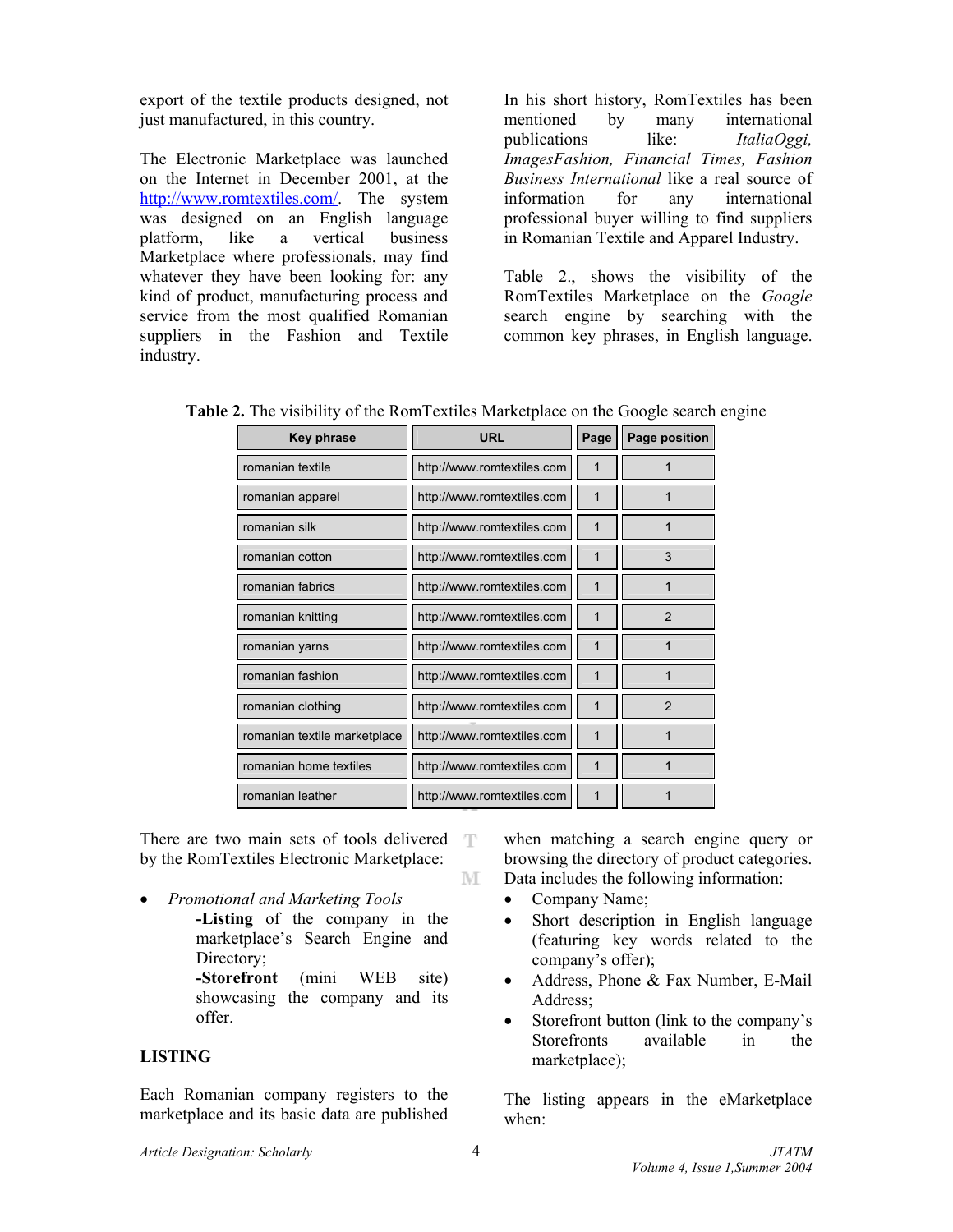export of the textile products designed, not just manufactured, in this country.

The Electronic Marketplace was launched on the Internet in December 2001, at the http://www.romtextiles.com/. The system was designed on an English language platform, like a vertical business Marketplace where professionals, may find whatever they have been looking for: any kind of product, manufacturing process and service from the most qualified Romanian suppliers in the Fashion and Textile industry.

In his short history, RomTextiles has been mentioned by many international publications like: *ItaliaOggi, ImagesFashion, Financial Times, Fashion Business International* like a real source of information for any international professional buyer willing to find suppliers in Romanian Textile and Apparel Industry.

Table 2., shows the visibility of the RomTextiles Marketplace on the *Google* search engine by searching with the common key phrases, in English language.

**Table 2.** The visibility of the RomTextiles Marketplace on the Google search engine

| Key phrase | URL | Page | Page position |
|---|---|---|---|
| romanian textile | http://www.romtextiles.com | 1 | 1 |
| romanian apparel | http://www.romtextiles.com | 1 | 1 |
| romanian silk | http://www.romtextiles.com | 1 | 1 |
| romanian cotton | http://www.romtextiles.com | 1 | 3 |
| romanian fabrics | http://www.romtextiles.com | 1 | 1 |
| romanian knitting | http://www.romtextiles.com | 1 | 2 |
| romanian yarns | http://www.romtextiles.com | 1 | 1 |
| romanian fashion | http://www.romtextiles.com | 1 | 1 |
| romanian clothing | http://www.romtextiles.com | 1 | 2 |
| romanian textile marketplace | http://www.romtextiles.com | 1 | 1 |
| romanian home textiles | http://www.romtextiles.com | 1 | 1 |
| romanian leather | http://www.romtextiles.com | 1 | 1 |

There are two main sets of tools delivered by the RomTextiles Electronic Marketplace:

- *Promotional and Marketing Tools*
  - **-Listing** of the company in the marketplace's Search Engine and Directory;
  - **-Storefront** (mini WEB site) showcasing the company and its offer.

## LISTING

Each Romanian company registers to the marketplace and its basic data are published when matching a search engine query or browsing the directory of product categories. Data includes the following information:

- Company Name;
- Short description in English language (featuring key words related to the company's offer);
- Address, Phone & Fax Number, E-Mail Address;
- Storefront button (link to the company's Storefronts available in the marketplace);

The listing appears in the eMarketplace when: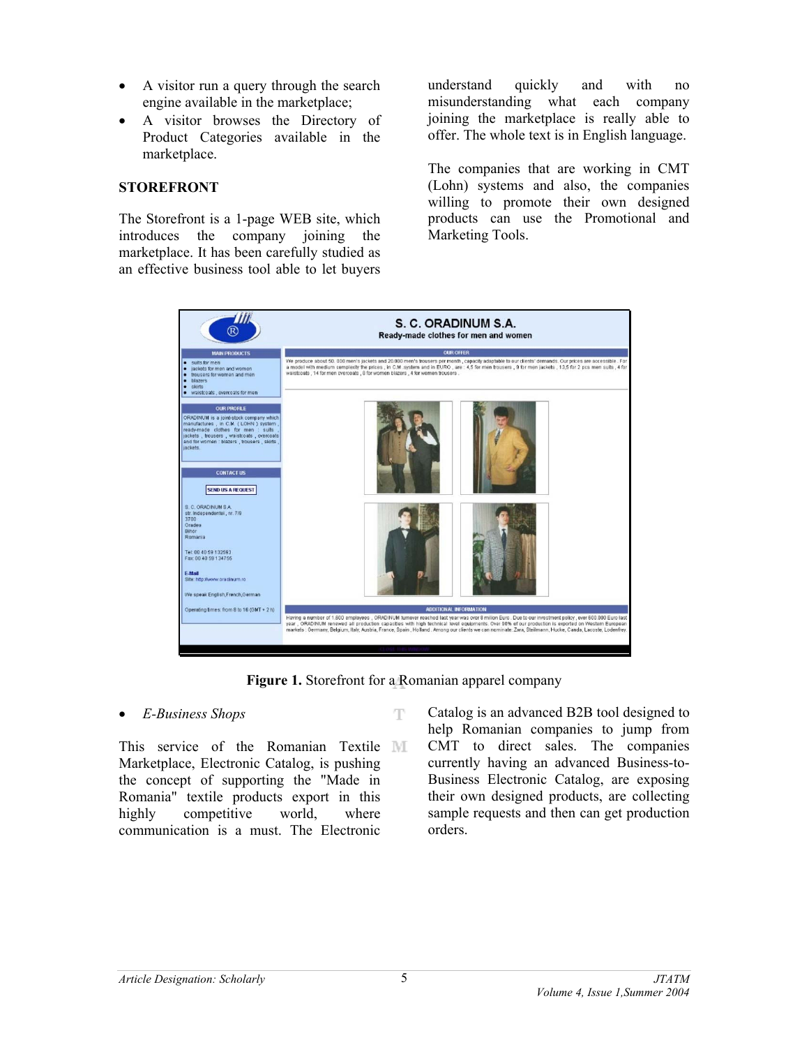- A visitor run a query through the search engine available in the marketplace;
- A visitor browses the Directory of Product Categories available in the marketplace.

**STOREFRONT**

The Storefront is a 1-page WEB site, which introduces the company joining the marketplace. It has been carefully studied as an effective business tool able to let buyers understand quickly and with no misunderstanding what each company joining the marketplace is really able to offer. The whole text is in English language.

The companies that are working in CMT (Lohn) systems and also, the companies willing to promote their own designed products can use the Promotional and Marketing Tools.

**Figure 1.** Storefront for a Romanian apparel company

- *E-Business Shops*

This service of the Romanian Textile Marketplace, Electronic Catalog, is pushing the concept of supporting the "Made in Romania" textile products export in this highly competitive world, where communication is a must. The Electronic Catalog is an advanced B2B tool designed to help Romanian companies to jump from CMT to direct sales. The companies currently having an advanced Business-to-Business Electronic Catalog, are exposing their own designed products, are collecting sample requests and then can get production orders.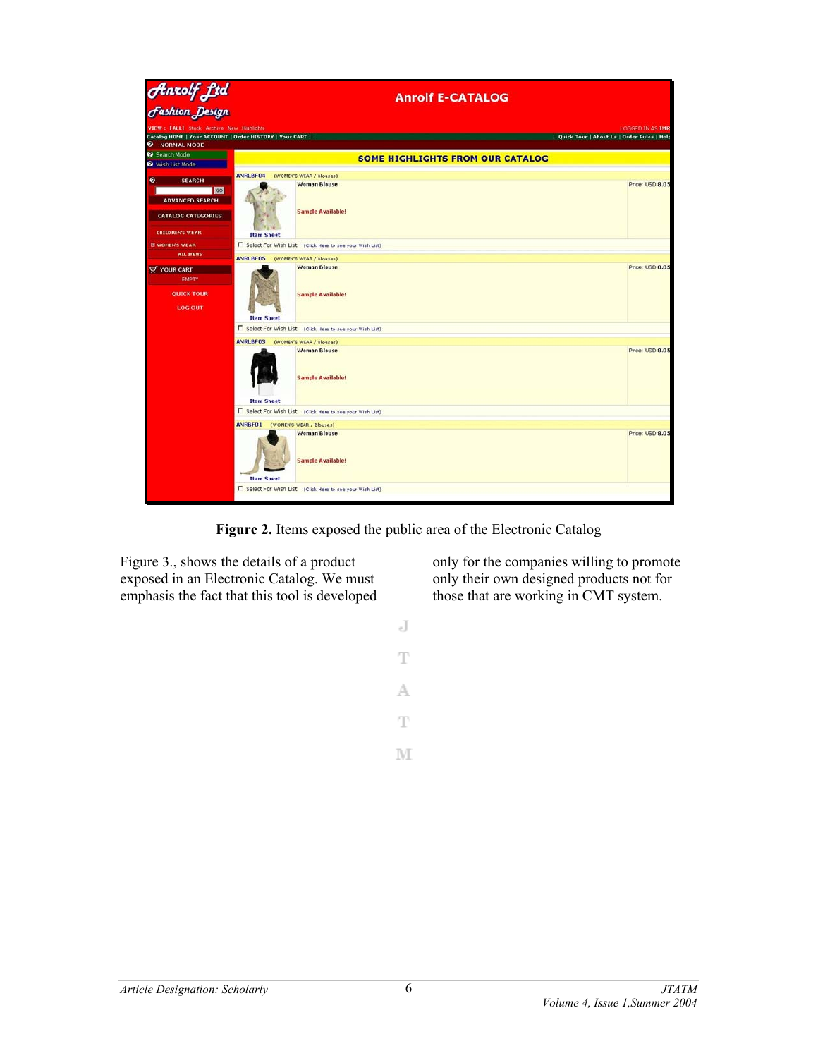**Figure 2.** Items exposed the public area of the Electronic Catalog

Figure 3., shows the details of a product exposed in an Electronic Catalog. We must emphasis the fact that this tool is developed only for the companies willing to promote only their own designed products not for those that are working in CMT system.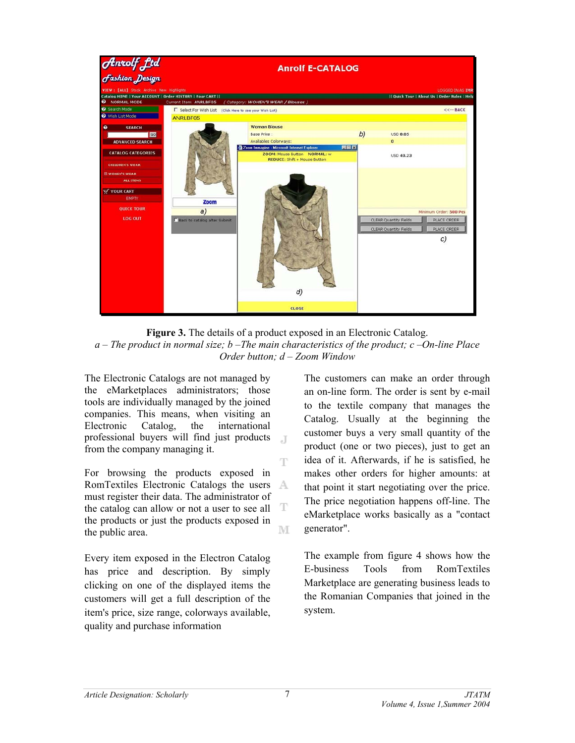**Figure 3.** The details of a product exposed in an Electronic Catalog.
*a – The product in normal size; b –The main characteristics of the product; c –On-line Place Order button; d – Zoom Window*

The Electronic Catalogs are not managed by the eMarketplaces administrators; those tools are individually managed by the joined companies. This means, when visiting an Electronic Catalog, the international professional buyers will find just products from the company managing it.

For browsing the products exposed in RomTextiles Electronic Catalogs the users must register their data. The administrator of the catalog can allow or not a user to see all the products or just the products exposed in the public area.

Every item exposed in the Electron Catalog has price and description. By simply clicking on one of the displayed items the customers will get a full description of the item's price, size range, colorways available, quality and purchase information

The customers can make an order through an on-line form. The order is sent by e-mail to the textile company that manages the Catalog. Usually at the beginning the customer buys a very small quantity of the product (one or two pieces), just to get an idea of it. Afterwards, if he is satisfied, he makes other orders for higher amounts: at that point it start negotiating over the price. The price negotiation happens off-line. The eMarketplace works basically as a "contact generator".

The example from figure 4 shows how the E-business Tools from RomTextiles Marketplace are generating business leads to the Romanian Companies that joined in the system.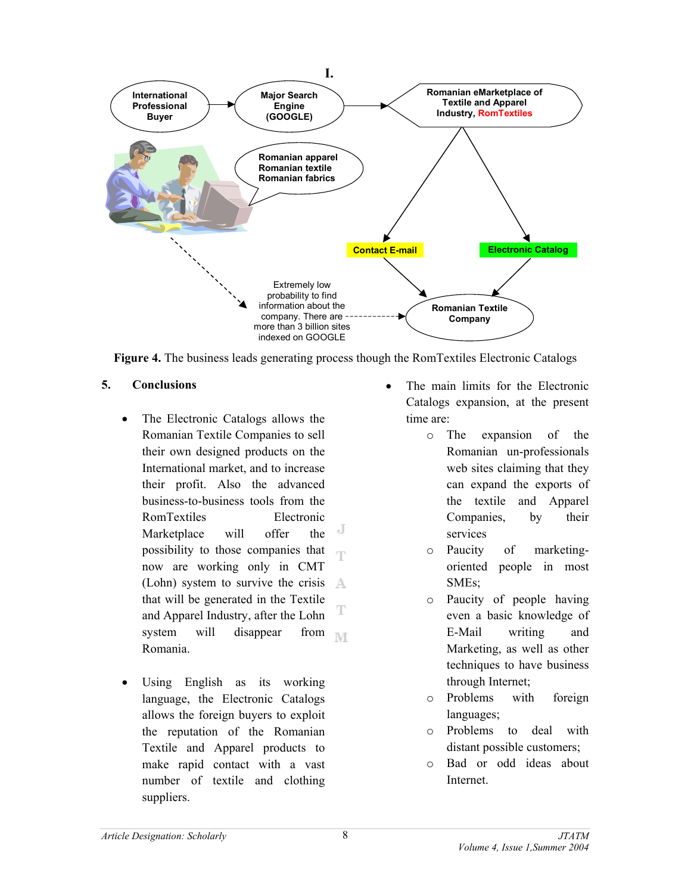I.

International Professional Buyer → Major Search Engine (GOOGLE) → Romanian eMarketplace of Textile and Apparel Industry, RomTextiles

Romanian apparel
Romanian textile
Romanian fabrics

Contact E-mail

Electronic Catalog

Romanian Textile Company

Extremely low probability to find information about the company. There are more than 3 billion sites indexed on GOOGLE

**Figure 4.** The business leads generating process though the RomTextiles Electronic Catalogs

## 5. Conclusions

- The Electronic Catalogs allows the Romanian Textile Companies to sell their own designed products on the International market, and to increase their profit. Also the advanced business-to-business tools from the RomTextiles Electronic Marketplace will offer the possibility to those companies that now are working only in CMT (Lohn) system to survive the crisis that will be generated in the Textile and Apparel Industry, after the Lohn system will disappear from Romania.

- Using English as its working language, the Electronic Catalogs allows the foreign buyers to exploit the reputation of the Romanian Textile and Apparel products to make rapid contact with a vast number of textile and clothing suppliers.

- The main limits for the Electronic Catalogs expansion, at the present time are:
  - The expansion of the Romanian un-professionals web sites claiming that they can expand the exports of the textile and Apparel Companies, by their services
  - Paucity of marketing-oriented people in most SMEs;
  - Paucity of people having even a basic knowledge of E-Mail writing and Marketing, as well as other techniques to have business through Internet;
  - Problems with foreign languages;
  - Problems to deal with distant possible customers;
  - Bad or odd ideas about Internet.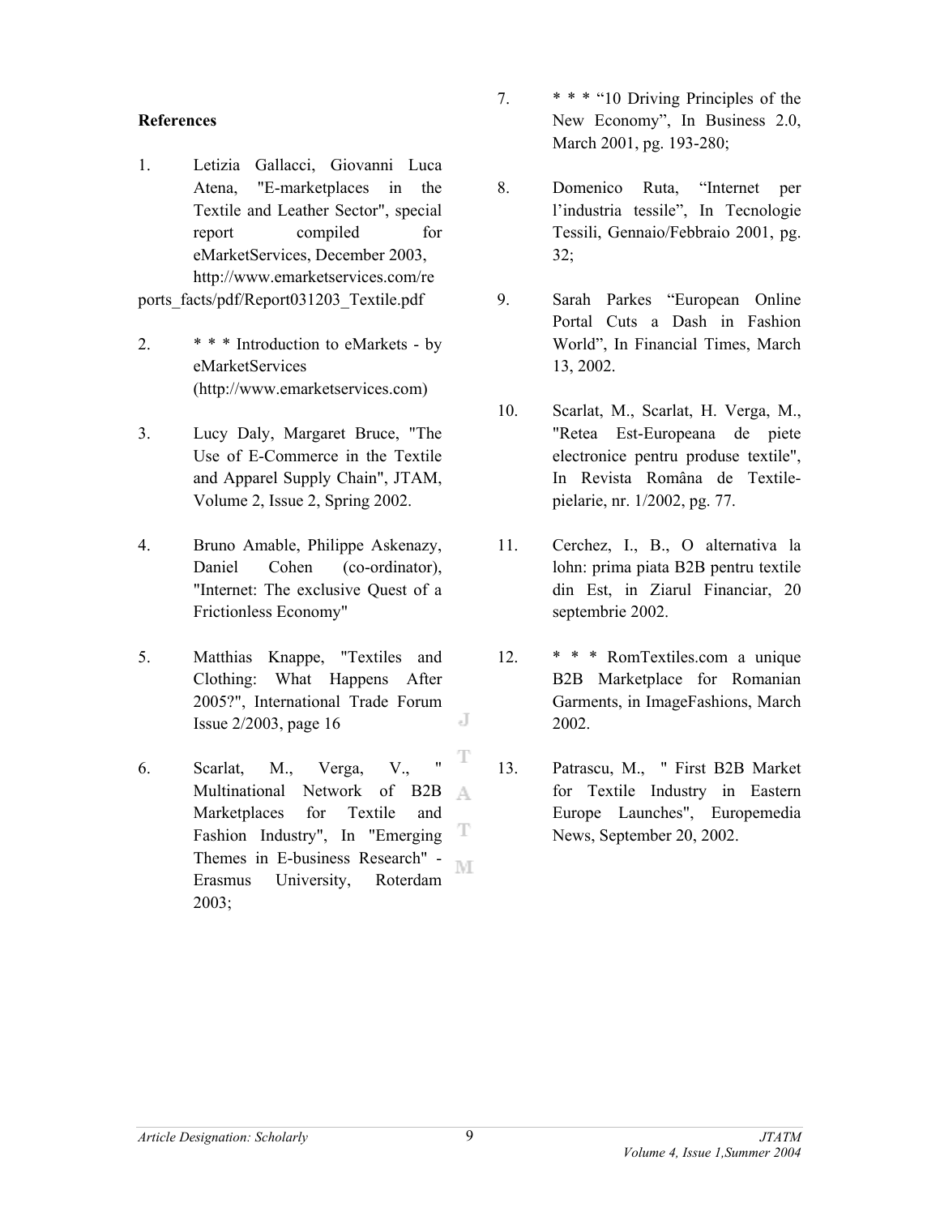**References**

1. Letizia Gallacci, Giovanni Luca Atena, "E-marketplaces in the Textile and Leather Sector", special report compiled for eMarketServices, December 2003, http://www.emarketservices.com/reports_facts/pdf/Report031203_Textile.pdf

2. * * * Introduction to eMarkets - by eMarketServices (http://www.emarketservices.com)

3. Lucy Daly, Margaret Bruce, "The Use of E-Commerce in the Textile and Apparel Supply Chain", JTAM, Volume 2, Issue 2, Spring 2002.

4. Bruno Amable, Philippe Askenazy, Daniel Cohen (co-ordinator), "Internet: The exclusive Quest of a Frictionless Economy"

5. Matthias Knappe, "Textiles and Clothing: What Happens After 2005?", International Trade Forum Issue 2/2003, page 16

6. Scarlat, M., Verga, V., " Multinational Network of B2B Marketplaces for Textile and Fashion Industry", In "Emerging Themes in E-business Research" - Erasmus University, Roterdam 2003;

7. * * * "10 Driving Principles of the New Economy", In Business 2.0, March 2001, pg. 193-280;

8. Domenico Ruta, "Internet per l'industria tessile", In Tecnologie Tessili, Gennaio/Febbraio 2001, pg. 32;

9. Sarah Parkes "European Online Portal Cuts a Dash in Fashion World", In Financial Times, March 13, 2002.

10. Scarlat, M., Scarlat, H. Verga, M., "Retea Est-Europeana de piete electronice pentru produse textile", In Revista Română de Textile-pielarie, nr. 1/2002, pg. 77.

11. Cerchez, I., B., O alternativa la lohn: prima piata B2B pentru textile din Est, in Ziarul Financiar, 20 septembrie 2002.

12. * * * RomTextiles.com a unique B2B Marketplace for Romanian Garments, in ImageFashions, March 2002.

13. Patrascu, M., " First B2B Market for Textile Industry in Eastern Europe Launches", Europemedia News, September 20, 2002.